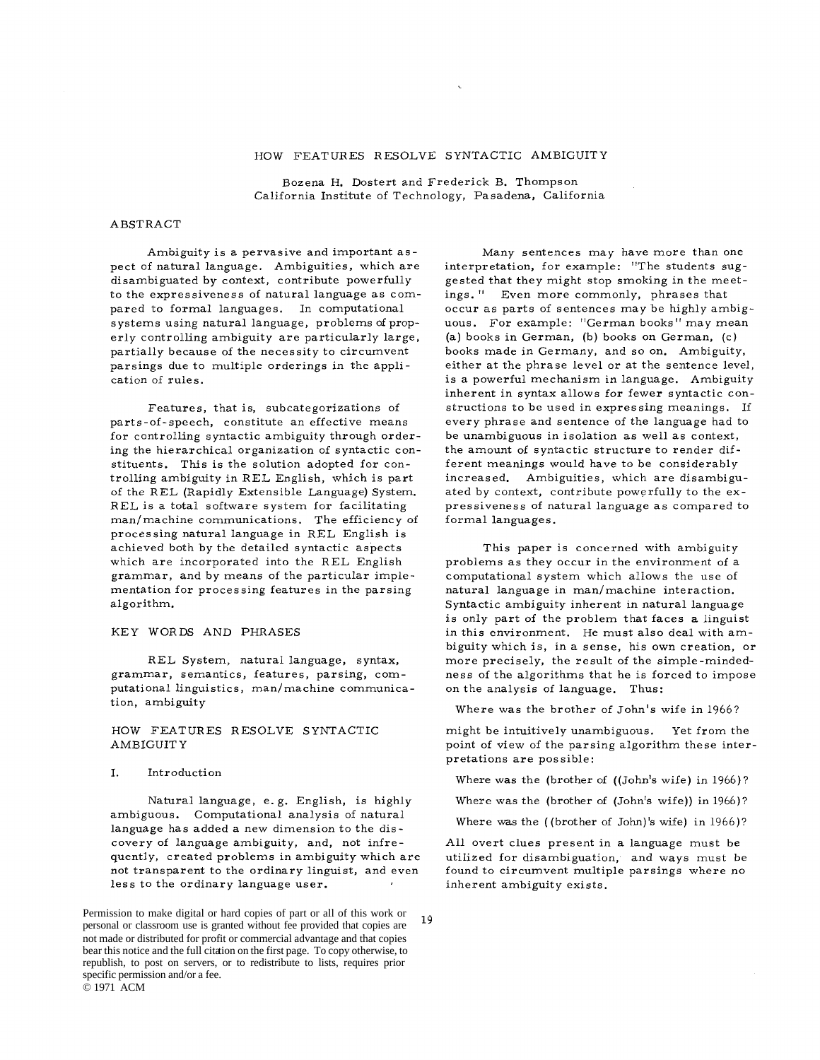# HOW FEATURES RESOLVE SYNTACTIC AMBIGUITY

Bozena H. Dostert and Frederick B. Thompson
California Institute of Technology, Pasadena, California

## ABSTRACT

Ambiguity is a pervasive and important aspect of natural language. Ambiguities, which are disambiguated by context, contribute powerfully to the expressiveness of natural language as compared to formal languages. In computational systems using natural language, problems of properly controlling ambiguity are particularly large, partially because of the necessity to circumvent parsings due to multiple orderings in the application of rules.

Features, that is, subcategorizations of parts-of-speech, constitute an effective means for controlling syntactic ambiguity through ordering the hierarchical organization of syntactic constituents. This is the solution adopted for controlling ambiguity in REL English, which is part of the REL (Rapidly Extensible Language) System. REL is a total software system for facilitating man/machine communications. The efficiency of processing natural language in REL English is achieved both by the detailed syntactic aspects which are incorporated into the REL English grammar, and by means of the particular implementation for processing features in the parsing algorithm.

## KEY WORDS AND PHRASES

REL System, natural language, syntax, grammar, semantics, features, parsing, computational linguistics, man/machine communication, ambiguity

## HOW FEATURES RESOLVE SYNTACTIC AMBIGUITY

### I. Introduction

Natural language, e.g. English, is highly ambiguous. Computational analysis of natural language has added a new dimension to the discovery of language ambiguity, and, not infrequently, created problems in ambiguity which are not transparent to the ordinary linguist, and even less to the ordinary language user.

Many sentences may have more than one interpretation, for example: "The students suggested that they might stop smoking in the meetings." Even more commonly, phrases that occur as parts of sentences may be highly ambiguous. For example: "German books" may mean (a) books in German, (b) books on German, (c) books made in Germany, and so on. Ambiguity, either at the phrase level or at the sentence level, is a powerful mechanism in language. Ambiguity inherent in syntax allows for fewer syntactic constructions to be used in expressing meanings. If every phrase and sentence of the language had to be unambiguous in isolation as well as context, the amount of syntactic structure to render different meanings would have to be considerably increased. Ambiguities, which are disambiguated by context, contribute powerfully to the expressiveness of natural language as compared to formal languages.

This paper is concerned with ambiguity problems as they occur in the environment of a computational system which allows the use of natural language in man/machine interaction. Syntactic ambiguity inherent in natural language is only part of the problem that faces a linguist in this environment. He must also deal with ambiguity which is, in a sense, his own creation, or more precisely, the result of the simple-mindedness of the algorithms that he is forced to impose on the analysis of language. Thus:

Where was the brother of John's wife in 1966?

might be intuitively unambiguous. Yet from the point of view of the parsing algorithm these interpretations are possible:

Where was the (brother of ((John's wife) in 1966)?

Where was the (brother of (John's wife)) in 1966)?

Where was the ((brother of John)'s wife) in 1966)?

All overt clues present in a language must be utilized for disambiguation, and ways must be found to circumvent multiple parsings where no inherent ambiguity exists.

Permission to make digital or hard copies of part or all of this work or personal or classroom use is granted without fee provided that copies are not made or distributed for profit or commercial advantage and that copies bear this notice and the full citation on the first page. To copy otherwise, to republish, to post on servers, or to redistribute to lists, requires prior specific permission and/or a fee.
© 1971 ACM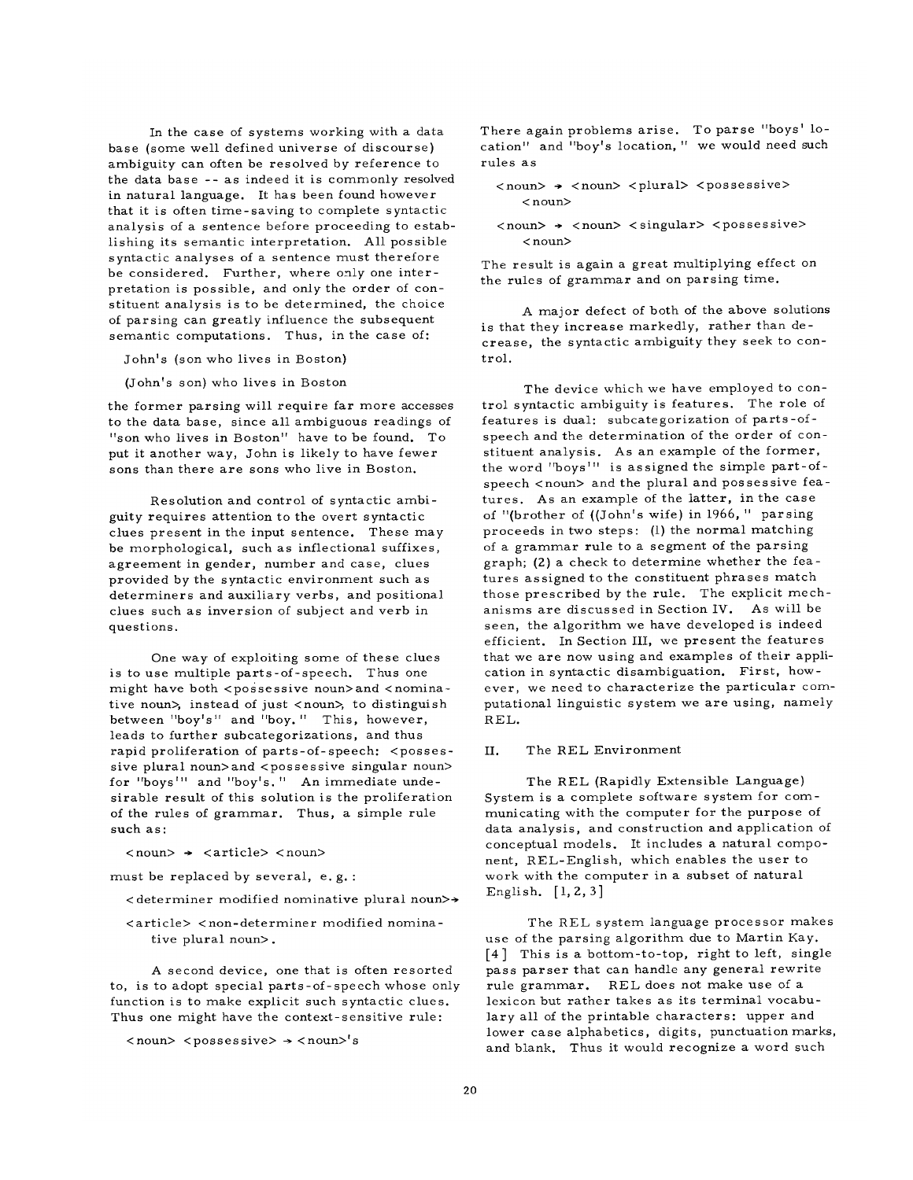In the case of systems working with a data base (some well defined universe of discourse) ambiguity can often be resolved by reference to the data base -- as indeed it is commonly resolved in natural language. It has been found however that it is often time-saving to complete syntactic analysis of a sentence before proceeding to establishing its semantic interpretation. All possible syntactic analyses of a sentence must therefore be considered. Further, where only one interpretation is possible, and only the order of constituent analysis is to be determined, the choice of parsing can greatly influence the subsequent semantic computations. Thus, in the case of:

John's (son who lives in Boston)

(John's son) who lives in Boston

the former parsing will require far more accesses to the data base, since all ambiguous readings of "son who lives in Boston" have to be found. To put it another way, John is likely to have fewer sons than there are sons who live in Boston.

Resolution and control of syntactic ambiguity requires attention to the overt syntactic clues present in the input sentence. These may be morphological, such as inflectional suffixes, agreement in gender, number and case, clues provided by the syntactic environment such as determiners and auxiliary verbs, and positional clues such as inversion of subject and verb in questions.

One way of exploiting some of these clues is to use multiple parts-of-speech. Thus one might have both <possessive noun> and <nominative noun>, instead of just <noun>, to distinguish between "boy's" and "boy." This, however, leads to further subcategorizations, and thus rapid proliferation of parts-of-speech: <possessive plural noun> and <possessive singular noun> for "boys'" and "boy's." An immediate undesirable result of this solution is the proliferation of the rules of grammar. Thus, a simple rule such as:

<noun> → <article> <noun>

must be replaced by several, e.g.:

<determiner modified nominative plural noun> →
<article> <non-determiner modified nominative plural noun>.

A second device, one that is often resorted to, is to adopt special parts-of-speech whose only function is to make explicit such syntactic clues. Thus one might have the context-sensitive rule:

<noun> <possessive> → <noun>'s

There again problems arise. To parse "boys' location" and "boy's location," we would need such rules as

<noun> → <noun> <plural> <possessive> <noun>

<noun> → <noun> <singular> <possessive> <noun>

The result is again a great multiplying effect on the rules of grammar and on parsing time.

A major defect of both of the above solutions is that they increase markedly, rather than decrease, the syntactic ambiguity they seek to control.

The device which we have employed to control syntactic ambiguity is features. The role of features is dual: subcategorization of parts-of-speech and the determination of the order of constituent analysis. As an example of the former, the word "boys'" is assigned the simple part-of-speech <noun> and the plural and possessive features. As an example of the latter, in the case of "(brother of ((John's wife) in 1966," parsing proceeds in two steps: (1) the normal matching of a grammar rule to a segment of the parsing graph; (2) a check to determine whether the features assigned to the constituent phrases match those prescribed by the rule. The explicit mechanisms are discussed in Section IV. As will be seen, the algorithm we have developed is indeed efficient. In Section III, we present the features that we are now using and examples of their application in syntactic disambiguation. First, however, we need to characterize the particular computational linguistic system we are using, namely REL.

## II. The REL Environment

The REL (Rapidly Extensible Language) System is a complete software system for communicating with the computer for the purpose of data analysis, and construction and application of conceptual models. It includes a natural component, REL-English, which enables the user to work with the computer in a subset of natural English. [1, 2, 3]

The REL system language processor makes use of the parsing algorithm due to Martin Kay. [4] This is a bottom-to-top, right to left, single pass parser that can handle any general rewrite rule grammar. REL does not make use of a lexicon but rather takes as its terminal vocabulary all of the printable characters: upper and lower case alphabetics, digits, punctuation marks, and blank. Thus it would recognize a word such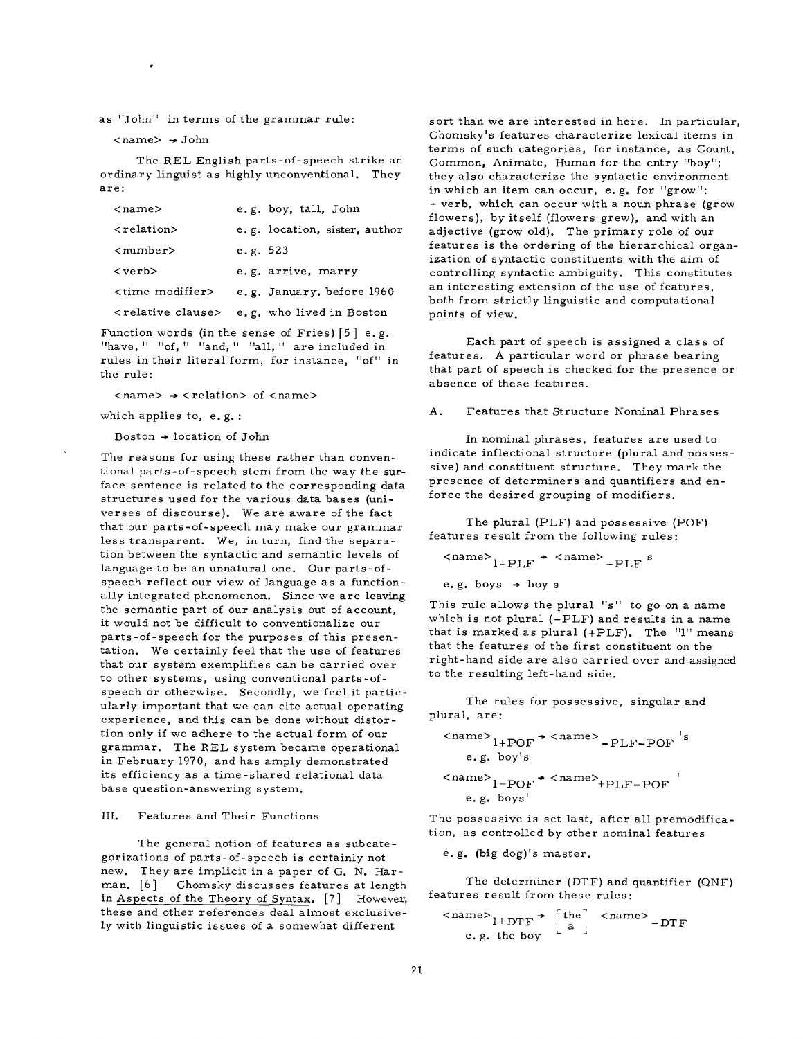as "John" in terms of the grammar rule:

<name> → John

The REL English parts-of-speech strike an ordinary linguist as highly unconventional. They are:

| | |
|---|---|
| <name> | e.g. boy, tall, John |
| <relation> | e.g. location, sister, author |
| <number> | e.g. 523 |
| <verb> | e.g. arrive, marry |
| <time modifier> | e.g. January, before 1960 |
| <relative clause> | e.g. who lived in Boston |

Function words (in the sense of Fries) [5] e.g. "have," "of," "and," "all," are included in rules in their literal form, for instance, "of" in the rule:

<name> → <relation> of <name>

which applies to, e.g.:

Boston → location of John

The reasons for using these rather than conventional parts-of-speech stem from the way the surface sentence is related to the corresponding data structures used for the various data bases (universes of discourse). We are aware of the fact that our parts-of-speech may make our grammar less transparent. We, in turn, find the separation between the syntactic and semantic levels of language to be an unnatural one. Our parts-of-speech reflect our view of language as a functionally integrated phenomenon. Since we are leaving the semantic part of our analysis out of account, it would not be difficult to conventionalize our parts-of-speech for the purposes of this presentation. We certainly feel that the use of features that our system exemplifies can be carried over to other systems, using conventional parts-of-speech or otherwise. Secondly, we feel it particularly important that we can cite actual operating experience, and this can be done without distortion only if we adhere to the actual form of our grammar. The REL system became operational in February 1970, and has amply demonstrated its efficiency as a time-shared relational data base question-answering system.

## III. Features and Their Functions

The general notion of features as subcategorizations of parts-of-speech is certainly not new. They are implicit in a paper of G. N. Harman. [6] Chomsky discusses features at length in Aspects of the Theory of Syntax. [7] However, these and other references deal almost exclusively with linguistic issues of a somewhat different sort than we are interested in here. In particular, Chomsky's features characterize lexical items in terms of such categories, for instance, as Count, Common, Animate, Human for the entry "boy"; they also characterize the syntactic environment in which an item can occur, e.g. for "grow": + verb, which can occur with a noun phrase (grow flowers), by itself (flowers grew), and with an adjective (grow old). The primary role of our features is the ordering of the hierarchical organization of syntactic constituents with the aim of controlling syntactic ambiguity. This constitutes an interesting extension of the use of features, both from strictly linguistic and computational points of view.

Each part of speech is assigned a class of features. A particular word or phrase bearing that part of speech is checked for the presence or absence of these features.

### A. Features that Structure Nominal Phrases

In nominal phrases, features are used to indicate inflectional structure (plural and possessive) and constituent structure. They mark the presence of determiners and quantifiers and enforce the desired grouping of modifiers.

The plural (PLF) and possessive (POF) features result from the following rules:

$<\text{name}>_{1+\text{PLF}} \rightarrow <\text{name}>_{-\text{PLF}}\ \text{s}$

e.g. boys → boy s

This rule allows the plural "s" to go on a name which is not plural (−PLF) and results in a name that is marked as plural (+PLF). The "1" means that the features of the first constituent on the right-hand side are also carried over and assigned to the resulting left-hand side.

The rules for possessive, singular and plural, are:

$<\text{name}>_{1+\text{POF}} \rightarrow <\text{name}>_{-\text{PLF}-\text{POF}}\ \text{'s}$

e.g. boy's

$<\text{name}>_{1+\text{POF}} \rightarrow <\text{name}>_{+\text{PLF}-\text{POF}}\ \text{'}$

e.g. boys'

The possessive is set last, after all premodification, as controlled by other nominal features

e.g. (big dog)'s master.

The determiner (DTF) and quantifier (QNF) features result from these rules:

$<\text{name}>_{1+\text{DTF}} \rightarrow \begin{bmatrix}\text{the}\\ \text{a}\end{bmatrix}\ <\text{name}>_{-\text{DTF}}$

e.g. the boy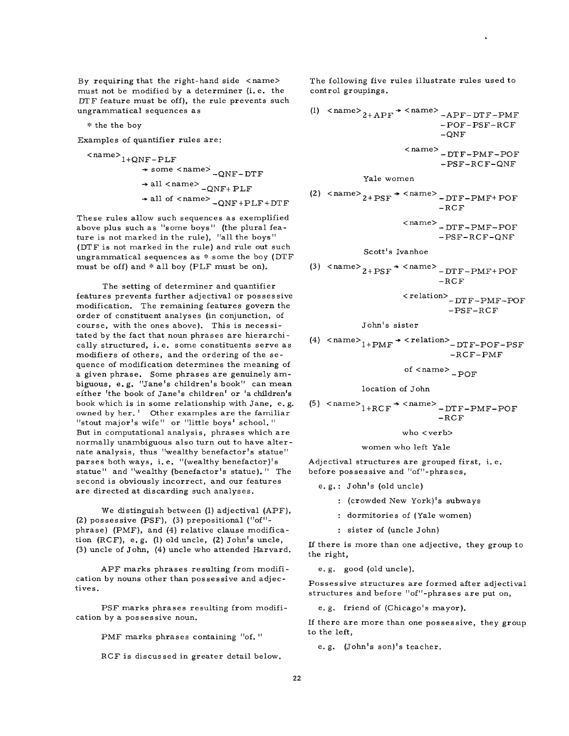By requiring that the right-hand side <name> must not be modified by a determiner (i. e. the DTF feature must be off), the rule prevents such ungrammatical sequences as

\* the the boy

Examples of quantifier rules are:

$$
\begin{aligned}
\langle\text{name}\rangle_{1+QNF-PLF} &\rightarrow \text{some } \langle\text{name}\rangle_{-QNF-DTF} \\
&\rightarrow \text{all } \langle\text{name}\rangle_{-QNF+PLF} \\
&\rightarrow \text{all of } \langle\text{name}\rangle_{-QNF+PLF+DTF}
\end{aligned}
$$

These rules allow such sequences as exemplified above plus such as "some boys" (the plural feature is not marked in the rule), "all the boys" (DTF is not marked in the rule) and rule out such ungrammatical sequences as \* some the boy (DTF must be off) and \* all boy (PLF must be on).

The setting of determiner and quantifier features prevents further adjectival or possessive modification. The remaining features govern the order of constituent analyses (in conjunction, of course, with the ones above). This is necessitated by the fact that noun phrases are hierarchically structured, i. e. some constituents serve as modifiers of others, and the ordering of the sequence of modification determines the meaning of a given phrase. Some phrases are genuinely ambiguous, e. g. "Jane's children's book" can mean either 'the book of Jane's children' or 'a children's book which is in some relationship with Jane, e. g. owned by her.' Other examples are the familiar "stout major's wife" or "little boys' school." But in computational analysis, phrases which are normally unambiguous also turn out to have alternate analysis, thus "wealthy benefactor's statue" parses both ways, i. e. "(wealthy benefactor)'s statue" and "wealthy (benefactor's statue)." The second is obviously incorrect, and our features are directed at discarding such analyses.

We distinguish between (1) adjectival (APF), (2) possessive (PSF), (3) prepositional ("of"-phrase) (PMF), and (4) relative clause modification (RCF), e. g. (1) old uncle, (2) John's uncle, (3) uncle of John, (4) uncle who attended Harvard.

APF marks phrases resulting from modification by nouns other than possessive and adjectives.

PSF marks phrases resulting from modification by a possessive noun.

PMF marks phrases containing "of."

RCF is discussed in greater detail below.

The following five rules illustrate rules used to control groupings.

(1) $\langle\text{name}\rangle_{2+APF} \rightarrow \langle\text{name}\rangle_{-APF-DTF-PMF-POF-PSF-RCF-QNF}$ $\langle\text{name}\rangle_{-DTF-PMF-POF-PSF-RCF-QNF}$

Yale women

(2) $\langle\text{name}\rangle_{2+PSF} \rightarrow \langle\text{name}\rangle_{-DTF-PMF+POF-RCF}$ $\langle\text{name}\rangle_{-DTF-PMF-POF-PSF-RCF-QNF}$

Scott's Ivanhoe

(3) $\langle\text{name}\rangle_{2+PSF} \rightarrow \langle\text{name}\rangle_{-DTF-PMF+POF-RCF}$ $\langle\text{relation}\rangle_{-DTF-PMF-POF-PSF-RCF}$

John's sister

(4) $\langle\text{name}\rangle_{1+PMF} \rightarrow \langle\text{relation}\rangle_{-DTF-POF-PSF-RCF-PMF}$ of $\langle\text{name}\rangle_{-POF}$

location of John

(5) $\langle\text{name}\rangle_{1+RCF} \rightarrow \langle\text{name}\rangle_{-DTF-PMF-POF-RCF}$ who <verb>

women who left Yale

Adjectival structures are grouped first, i. e. before possessive and "of"-phrases,

e. g.: John's (old uncle)

: (crowded New York)'s subways

: dormitories of (Yale women)

: sister of (uncle John)

If there is more than one adjective, they group to the right,

e. g. good (old uncle).

Possessive structures are formed after adjectival structures and before "of"-phrases are put on,

e. g. friend of (Chicago's mayor).

If there are more than one possessive, they group to the left,

e. g. (John's son)'s teacher.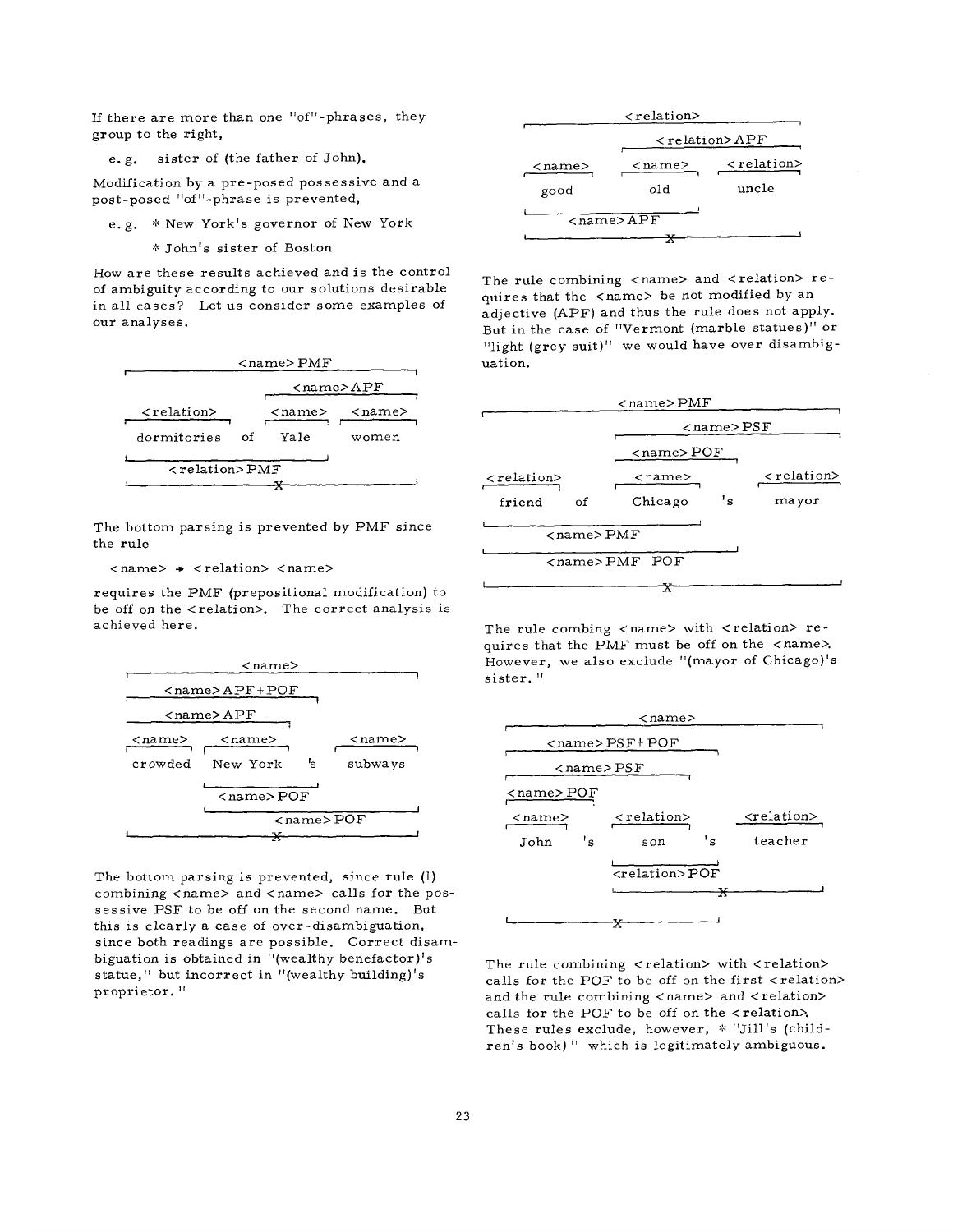If there are more than one "of"-phrases, they group to the right,

e.g. sister of (the father of John).

Modification by a pre-posed possessive and a post-posed "of"-phrase is prevented,

e.g. * New York's governor of New York

\* John's sister of Boston

How are these results achieved and is the control of ambiguity according to our solutions desirable in all cases? Let us consider some examples of our analyses.

```
                    <name> PMF
              ┌──────────────────────────┐
                        <name>APF
                      ┌──────────────┐
  <relation>          <name>    <name>
  dormitories   of    Yale      women
  └──────────────────────┘
      <relation> PMF
  └────────────X─────────────────┘
```

The bottom parsing is prevented by PMF since the rule

<name> → <relation> <name>

requires the PMF (prepositional modification) to be off on the <relation>. The correct analysis is achieved here.

```
                  <name>
  ┌───────────────────────────────────┐
      <name>APF+POF
  ┌──────────────────────┐
      <name>APF
  ┌──────────────────┐
  <name>    <name>            <name>
  crowded   New York   's     subways
            └──────────┘
              <name> POF
            └──────────────────────┘
                   <name> POF
  └──────────────X────────────────────┘
```

The bottom parsing is prevented, since rule (1) combining <name> and <name> calls for the possessive PSF to be off on the second name. But this is clearly a case of over-disambiguation, since both readings are possible. Correct disambiguation is obtained in "(wealthy benefactor)'s statue," but incorrect in "(wealthy building)'s proprietor."

```
                  <relation>
  ┌────────────────────────────────────┐
                    <relation>APF
                  ┌────────────────────┐
  <name>          <name>     <relation>
  good            old        uncle
  └──────────────────┘
       <name>APF
  └────────────X───────────────────────┘
```

The rule combining <name> and <relation> requires that the <name> be not modified by an adjective (APF) and thus the rule does not apply. But in the case of "Vermont (marble statues)" or "light (grey suit)" we would have over disambiguation.

```
                       <name> PMF
  ┌──────────────────────────────────────────┐
                            <name> PSF
                   ┌─────────────────────────┐
                   <name> POF
                   ┌──────────┐
  <relation>         <name>               <relation>
  friend      of     Chicago      's      mayor
  └────────────────────────┘
        <name> PMF
  └──────────────────────────────┘
        <name> PMF  POF
  └──────────────────X───────────────────────┘
```

The rule combing <name> with <relation> requires that the PMF must be off on the <name>. However, we also exclude "(mayor of Chicago)'s sister."

```
                        <name>
  ┌──────────────────────────────────────┐
      <name> PSF+POF
  ┌──────────────────────────┐
       <name> PSF
  ┌────────────────────┐
  <name> POF
  ┌────┐
  <name>      <relation>      <relation>
  John   's   son        's   teacher
              └──────────┘
              <relation> POF
              └──────────X─────────────┘
  └──────────X──────────┘
```

The rule combining <relation> with <relation> calls for the POF to be off on the first <relation> and the rule combining <name> and <relation> calls for the POF to be off on the <relation>. These rules exclude, however, * "Jill's (children's book)" which is legitimately ambiguous.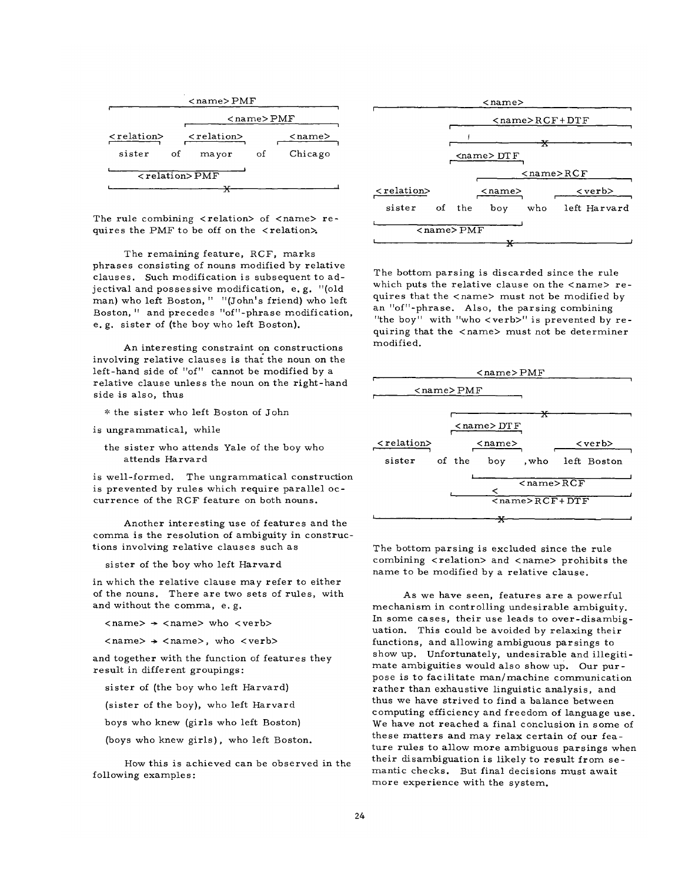```
                <name> PMF
 ┌──────────────────────────────────────────┐
              <name> PMF
          ┌──────────────────────────────┐
<relation>   <relation>          <name>
┌────────┐   ┌────────┐          ┌──────┐
  sister  of   mayor     of       Chicago
└───────────────────────┘
       <relation> PMF
└──────────────────X───────────────────────┘
```

The rule combining <relation> of <name> requires the PMF to be off on the <relation>.

The remaining feature, RCF, marks phrases consisting of nouns modified by relative clauses. Such modification is subsequent to adjectival and possessive modification, e. g. "(old man) who left Boston," "(John's friend) who left Boston," and precedes "of"-phrase modification, e. g. sister of (the boy who left Boston).

An interesting constraint on constructions involving relative clauses is that the noun on the left-hand side of "of" cannot be modified by a relative clause unless the noun on the right-hand side is also, thus

\* the sister who left Boston of John

is ungrammatical, while

the sister who attends Yale of the boy who attends Harvard

is well-formed. The ungrammatical construction is prevented by rules which require parallel occurrence of the RCF feature on both nouns.

Another interesting use of features and the comma is the resolution of ambiguity in constructions involving relative clauses such as

sister of the boy who left Harvard

in which the relative clause may refer to either of the nouns. There are two sets of rules, with and without the comma, e. g.

<name> → <name> who <verb>

<name> → <name>, who <verb>

and together with the function of features they result in different groupings:

sister of (the boy who left Harvard)

(sister of the boy), who left Harvard

boys who knew (girls who left Boston)

(boys who knew girls), who left Boston.

How this is achieved can be observed in the following examples:

```
                       <name>
┌──────────────────────────────────────────────────┐
                  <name> RCF + DTF
             ┌─────────────────────────────────────┐
             ┌──────────────X──────────────────────┐
              <name> DTF
              ┌─────────┐
                           <name> RCF
                  ┌────────────────────────────────┐
<relation>        <name>              <verb>
┌────────┐        ┌──────┐            ┌──────────┐
  sister   of the   boy      who       left Harvard
└───────────────────────┘
       <name> PMF
└──────────────────X───────────────────────────────┘
```

The bottom parsing is discarded since the rule which puts the relative clause on the <name> requires that the <name> must not be modified by an "of"-phrase. Also, the parsing combining "the boy" with "who <verb>" is prevented by requiring that the <name> must not be determiner modified.

```
                     <name> PMF
┌──────────────────────────────────────────────────┐
        <name> PMF
┌──────────────────────────┐
                ┌──────────────X───────────────────┐
                 <name> DTF
                ┌─────────┐
<relation>        <name>              <verb>
┌────────┐        ┌──────┐            ┌──────────┐
  sister   of the   boy     , who      left Boston
                └──────────────────────────────────┘
                          <name> RCF
                  <
                └──────────────────────────────────┘
                        <name> RCF + DTF
└──────────────────X───────────────────────────────┘
```

The bottom parsing is excluded since the rule combining <relation> and <name> prohibits the name to be modified by a relative clause.

As we have seen, features are a powerful mechanism in controlling undesirable ambiguity. In some cases, their use leads to over-disambiguation. This could be avoided by relaxing their functions, and allowing ambiguous parsings to show up. Unfortunately, undesirable and illegitimate ambiguities would also show up. Our purpose is to facilitate man/machine communication rather than exhaustive linguistic analysis, and thus we have strived to find a balance between computing efficiency and freedom of language use. We have not reached a final conclusion in some of these matters and may relax certain of our feature rules to allow more ambiguous parsings when their disambiguation is likely to result from semantic checks. But final decisions must await more experience with the system.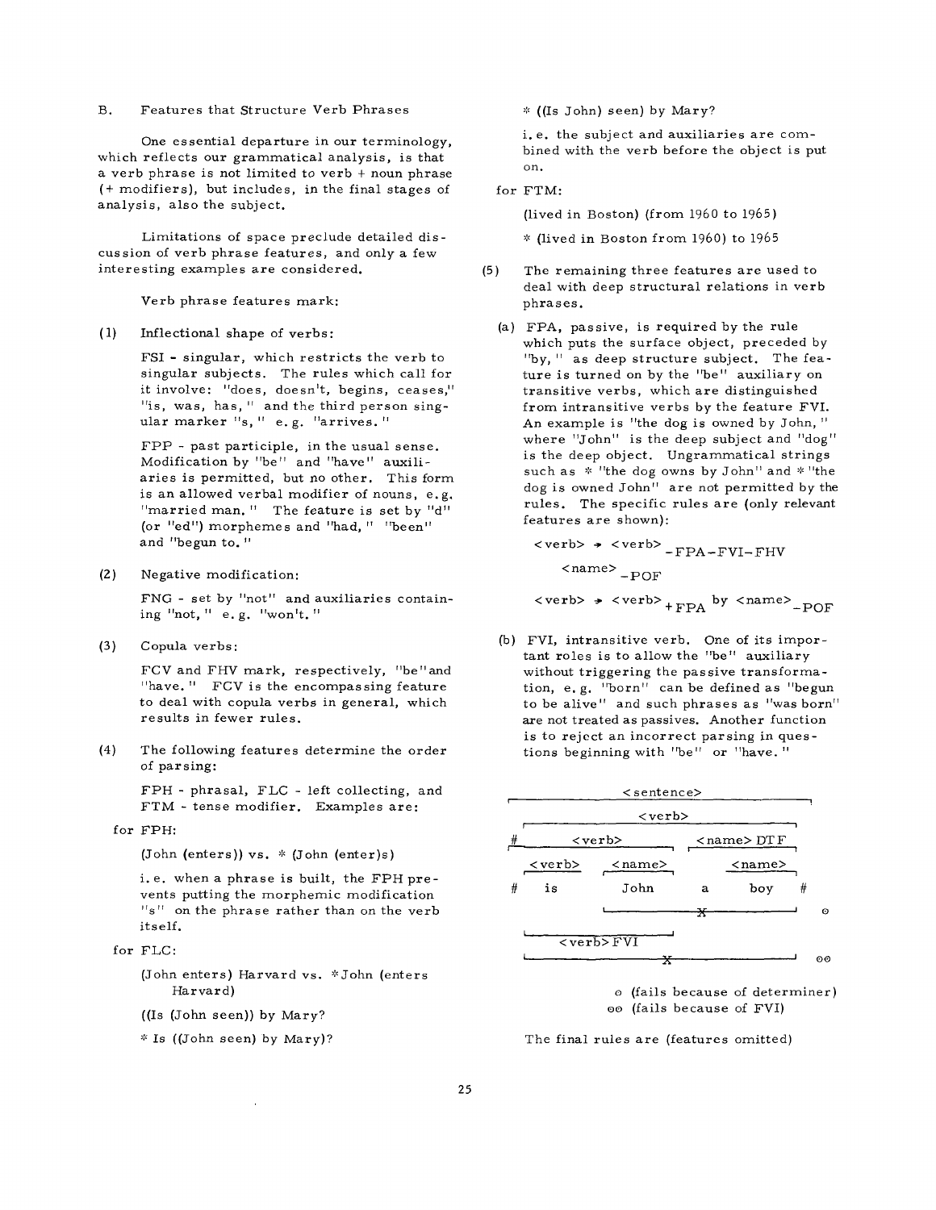B. Features that Structure Verb Phrases

One essential departure in our terminology, which reflects our grammatical analysis, is that a verb phrase is not limited to verb + noun phrase (+ modifiers), but includes, in the final stages of analysis, also the subject.

Limitations of space preclude detailed discussion of verb phrase features, and only a few interesting examples are considered.

Verb phrase features mark:

(1) Inflectional shape of verbs:

FSI - singular, which restricts the verb to singular subjects. The rules which call for it involve: "does, doesn't, begins, ceases," "is, was, has," and the third person singular marker "s," e.g. "arrives."

FPP - past participle, in the usual sense. Modification by "be" and "have" auxiliaries is permitted, but no other. This form is an allowed verbal modifier of nouns, e.g. "married man." The feature is set by "d" (or "ed") morphemes and "had," "been" and "begun to."

(2) Negative modification:

FNG - set by "not" and auxiliaries containing "not," e.g. "won't."

(3) Copula verbs:

FCV and FHV mark, respectively, "be" and "have." FCV is the encompassing feature to deal with copula verbs in general, which results in fewer rules.

(4) The following features determine the order of parsing:

FPH - phrasal, FLC - left collecting, and FTM - tense modifier. Examples are:

for FPH:

(John (enters)) vs. * (John (enter)s)

i.e. when a phrase is built, the FPH prevents putting the morphemic modification "s" on the phrase rather than on the verb itself.

for FLC:

(John enters) Harvard vs. *John (enters Harvard)

((Is (John seen)) by Mary?

* Is ((John seen) by Mary)?

* ((Is John) seen) by Mary?

i.e. the subject and auxiliaries are combined with the verb before the object is put on.

for FTM:

(lived in Boston) (from 1960 to 1965)

* (lived in Boston from 1960) to 1965

(5) The remaining three features are used to deal with deep structural relations in verb phrases.

(a) FPA, passive, is required by the rule which puts the surface object, preceded by "by," as deep structure subject. The feature is turned on by the "be" auxiliary on transitive verbs, which are distinguished from intransitive verbs by the feature FVI. An example is "the dog is owned by John," where "John" is the deep subject and "dog" is the deep object. Ungrammatical strings such as * "the dog owns by John" and * "the dog is owned John" are not permitted by the rules. The specific rules are (only relevant features are shown):

$$<\text{verb}> \rightarrow <\text{verb}>_{-FPA-FVI-FHV} <\text{name}>_{-POF}$$

$$<\text{verb}> \rightarrow <\text{verb}>_{+FPA} \text{ by } <\text{name}>_{-POF}$$

(b) FVI, intransitive verb. One of its important roles is to allow the "be" auxiliary without triggering the passive transformation, e.g. "born" can be defined as "begun to be alive" and such phrases as "was born" are not treated as passives. Another function is to reject an incorrect parsing in questions beginning with "be" or "have."

```
                      <sentence>
 ___________________________________________________
                        <verb>
   ______________________________________________
 #        <verb>               <name> DTF
     ___________________     _______________
     <verb>     <name>           <name>
 #    is         John        a    boy       #
                 |___________X____________|        o
      |______________|
         <verb> FVI
      |______________________X_____________|       oo
```

o (fails because of determiner)
oo (fails because of FVI)

The final rules are (features omitted)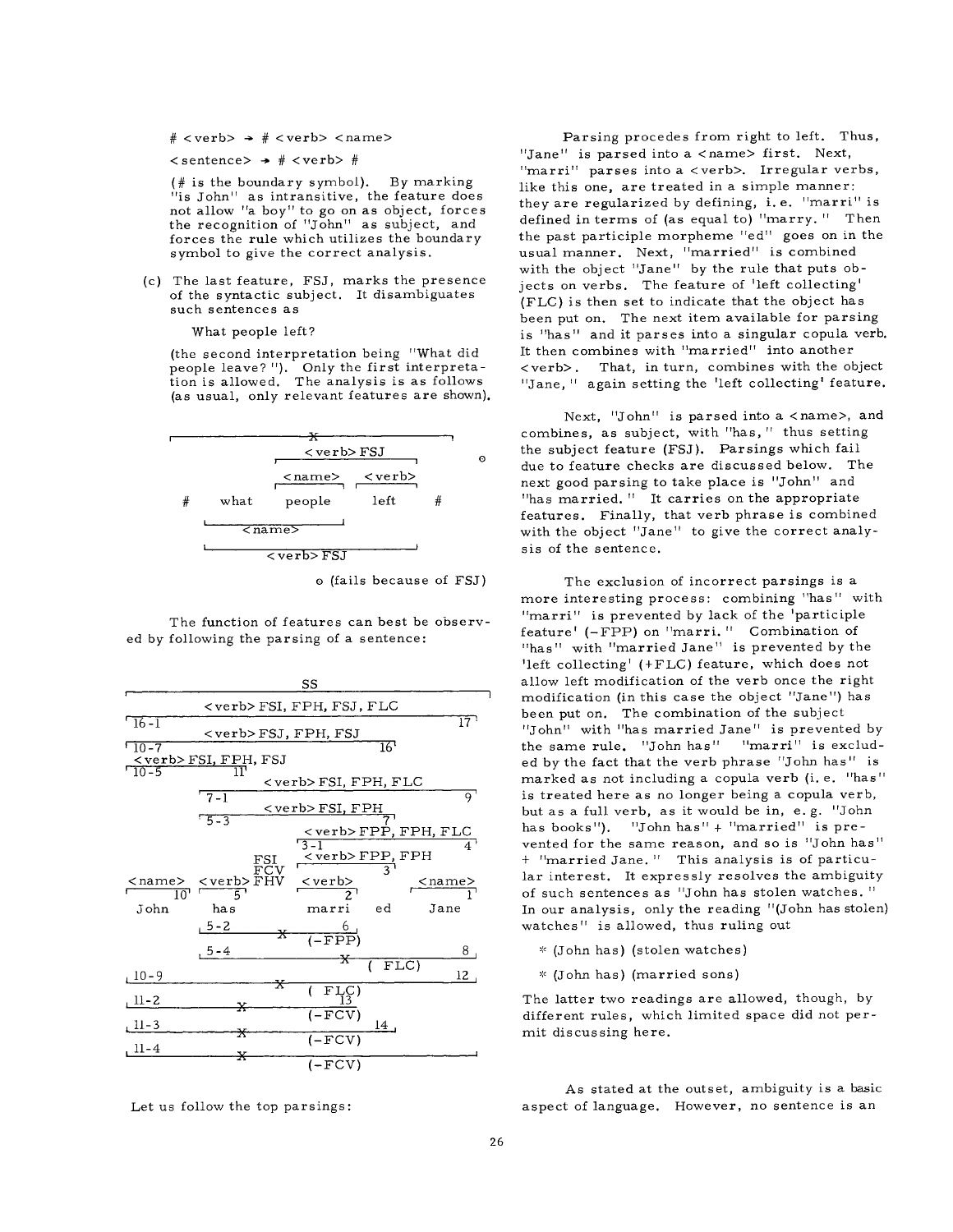// <verb> → # <verb> <name>

<sentence> → # <verb> #

(# is the boundary symbol). By marking "is John" as intransitive, the feature does not allow "a boy" to go on as object, forces the recognition of "John" as subject, and forces the rule which utilizes the boundary symbol to give the correct analysis.

(c) The last feature, FSJ, marks the presence of the syntactic subject. It disambiguates such sentences as

What people left?

(the second interpretation being "What did people leave?"). Only the first interpretation is allowed. The analysis is as follows (as usual, only relevant features are shown).

```
 ----------------------X-------------------------
              <verb> FSJ
          ---------------------              o
          <name>     <verb>
          -------    ------
 #   what      people       left       #
     ----------------
        <name>
     ------------------------------
              <verb> FSJ
```

o (fails because of FSJ)

The function of features can best be observed by following the parsing of a sentence:

```
                              SS
 ----------------------------------------------------------------
              <verb> FSI, FPH, FSJ, FLC
 16-1                                                        17
              <verb> FSJ, FPH, FSJ
 10-7                                          16
 <verb> FSI, FPH, FSJ
 10-5               11
                    <verb> FSI, FPH, FLC
              7-1                                             9
                    <verb> FSI, FPH
              5-3                         7
                              <verb> FPP, FPH, FLC
                              3-1                             4
                    FSI       <verb> FPP, FPH
                    FCV                     3
 <name>   <verb> FHV  <verb>                   <name>
      10        5          2                        1
 John       has         marri      ed          Jane
          5-2 ------X------ 6
                       (-FPP)
          5-4 ----------------X------------------ 8
                                    ( FLC)
 10-9 -------------------X------------------------- 12
                       ( FLC)
                          13
 11-2 ------------X-------
                       (-FCV)
 11-3 ------------X------------------ 14
                       (-FCV)
 11-4 ------------X-----------------------------------
                       (-FCV)
```

Let us follow the top parsings:

Parsing procedes from right to left. Thus, "Jane" is parsed into a <name> first. Next, "marri" parses into a <verb>. Irregular verbs, like this one, are treated in a simple manner: they are regularized by defining, i.e. "marri" is defined in terms of (as equal to) "marry." Then the past participle morpheme "ed" goes on in the usual manner. Next, "married" is combined with the object "Jane" by the rule that puts objects on verbs. The feature of 'left collecting' (FLC) is then set to indicate that the object has been put on. The next item available for parsing is "has" and it parses into a singular copula verb. It then combines with "married" into another <verb>. That, in turn, combines with the object "Jane," again setting the 'left collecting' feature.

Next, "John" is parsed into a <name>, and combines, as subject, with "has," thus setting the subject feature (FSJ). Parsings which fail due to feature checks are discussed below. The next good parsing to take place is "John" and "has married." It carries on the appropriate features. Finally, that verb phrase is combined with the object "Jane" to give the correct analysis of the sentence.

The exclusion of incorrect parsings is a more interesting process: combining "has" with "marri" is prevented by lack of the 'participle feature' (-FPP) on "marri." Combination of "has" with "married Jane" is prevented by the 'left collecting' (+FLC) feature, which does not allow left modification of the verb once the right modification (in this case the object "Jane") has been put on. The combination of the subject "John" with "has married Jane" is prevented by the same rule. "John has" "marri" is excluded by the fact that the verb phrase "John has" is marked as not including a copula verb (i.e. "has" is treated here as no longer being a copula verb, but as a full verb, as it would be in, e.g. "John has books"). "John has" + "married" is prevented for the same reason, and so is "John has" + "married Jane." This analysis is of particular interest. It expressly resolves the ambiguity of such sentences as "John has stolen watches." In our analysis, only the reading "(John has stolen) watches" is allowed, thus ruling out

\* (John has) (stolen watches)

\* (John has) (married sons)

The latter two readings are allowed, though, by different rules, which limited space did not permit discussing here.

As stated at the outset, ambiguity is a basic aspect of language. However, no sentence is an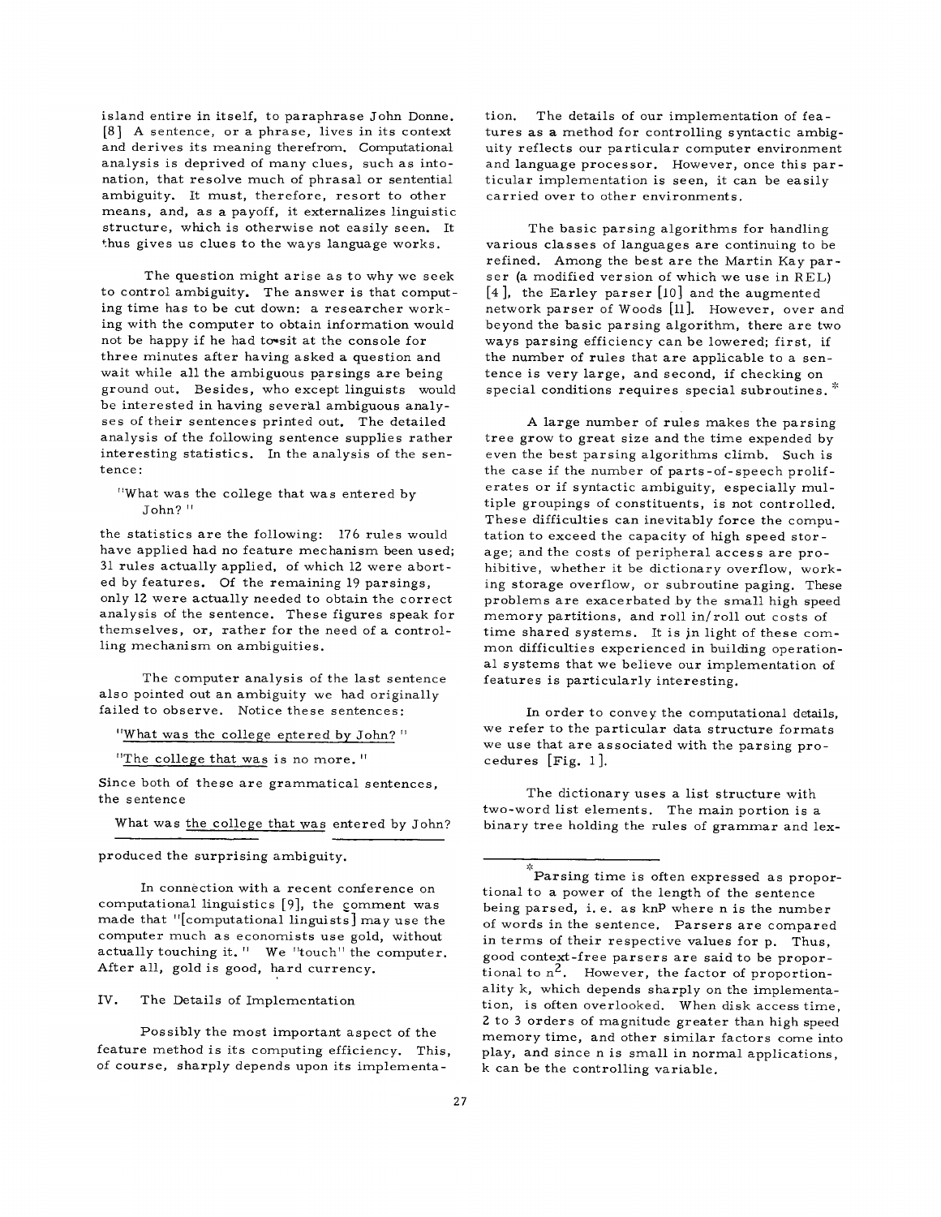island entire in itself, to paraphrase John Donne. [8] A sentence, or a phrase, lives in its context and derives its meaning therefrom. Computational analysis is deprived of many clues, such as intonation, that resolve much of phrasal or sentential ambiguity. It must, therefore, resort to other means, and, as a payoff, it externalizes linguistic structure, which is otherwise not easily seen. It thus gives us clues to the ways language works.

The question might arise as to why we seek to control ambiguity. The answer is that computing time has to be cut down: a researcher working with the computer to obtain information would not be happy if he had to sit at the console for three minutes after having asked a question and wait while all the ambiguous parsings are being ground out. Besides, who except linguists would be interested in having several ambiguous analyses of their sentences printed out. The detailed analysis of the following sentence supplies rather interesting statistics. In the analysis of the sentence:

"What was the college that was entered by John?"

the statistics are the following: 176 rules would have applied had no feature mechanism been used; 31 rules actually applied, of which 12 were aborted by features. Of the remaining 19 parsings, only 12 were actually needed to obtain the correct analysis of the sentence. These figures speak for themselves, or, rather for the need of a controlling mechanism on ambiguities.

The computer analysis of the last sentence also pointed out an ambiguity we had originally failed to observe. Notice these sentences:

"What was the college entered by John?"

"The college that was is no more."

Since both of these are grammatical sentences, the sentence

What was the college that was entered by John?

produced the surprising ambiguity.

In connection with a recent conference on computational linguistics [9], the comment was made that "[computational linguists] may use the computer much as economists use gold, without actually touching it." We "touch" the computer. After all, gold is good, hard currency.

## IV. The Details of Implementation

Possibly the most important aspect of the feature method is its computing efficiency. This, of course, sharply depends upon its implementation. The details of our implementation of features as a method for controlling syntactic ambiguity reflects our particular computer environment and language processor. However, once this particular implementation is seen, it can be easily carried over to other environments.

The basic parsing algorithms for handling various classes of languages are continuing to be refined. Among the best are the Martin Kay parser (a modified version of which we use in REL) [4], the Earley parser [10] and the augmented network parser of Woods [11]. However, over and beyond the basic parsing algorithm, there are two ways parsing efficiency can be lowered; first, if the number of rules that are applicable to a sentence is very large, and second, if checking on special conditions requires special subroutines.*

A large number of rules makes the parsing tree grow to great size and the time expended by even the best parsing algorithms climb. Such is the case if the number of parts-of-speech proliferates or if syntactic ambiguity, especially multiple groupings of constituents, is not controlled. These difficulties can inevitably force the computation to exceed the capacity of high speed storage; and the costs of peripheral access are prohibitive, whether it be dictionary overflow, working storage overflow, or subroutine paging. These problems are exacerbated by the small high speed memory partitions, and roll in/roll out costs of time shared systems. It is in light of these common difficulties experienced in building operational systems that we believe our implementation of features is particularly interesting.

In order to convey the computational details, we refer to the particular data structure formats we use that are associated with the parsing procedures [Fig. 1].

The dictionary uses a list structure with two-word list elements. The main portion is a binary tree holding the rules of grammar and lex-

---

*Parsing time is often expressed as proportional to a power of the length of the sentence being parsed, i.e. as $kn^p$ where n is the number of words in the sentence. Parsers are compared in terms of their respective values for p. Thus, good context-free parsers are said to be proportional to $n^2$. However, the factor of proportionality k, which depends sharply on the implementation, is often overlooked. When disk access time, 2 to 3 orders of magnitude greater than high speed memory time, and other similar factors come into play, and since n is small in normal applications, k can be the controlling variable.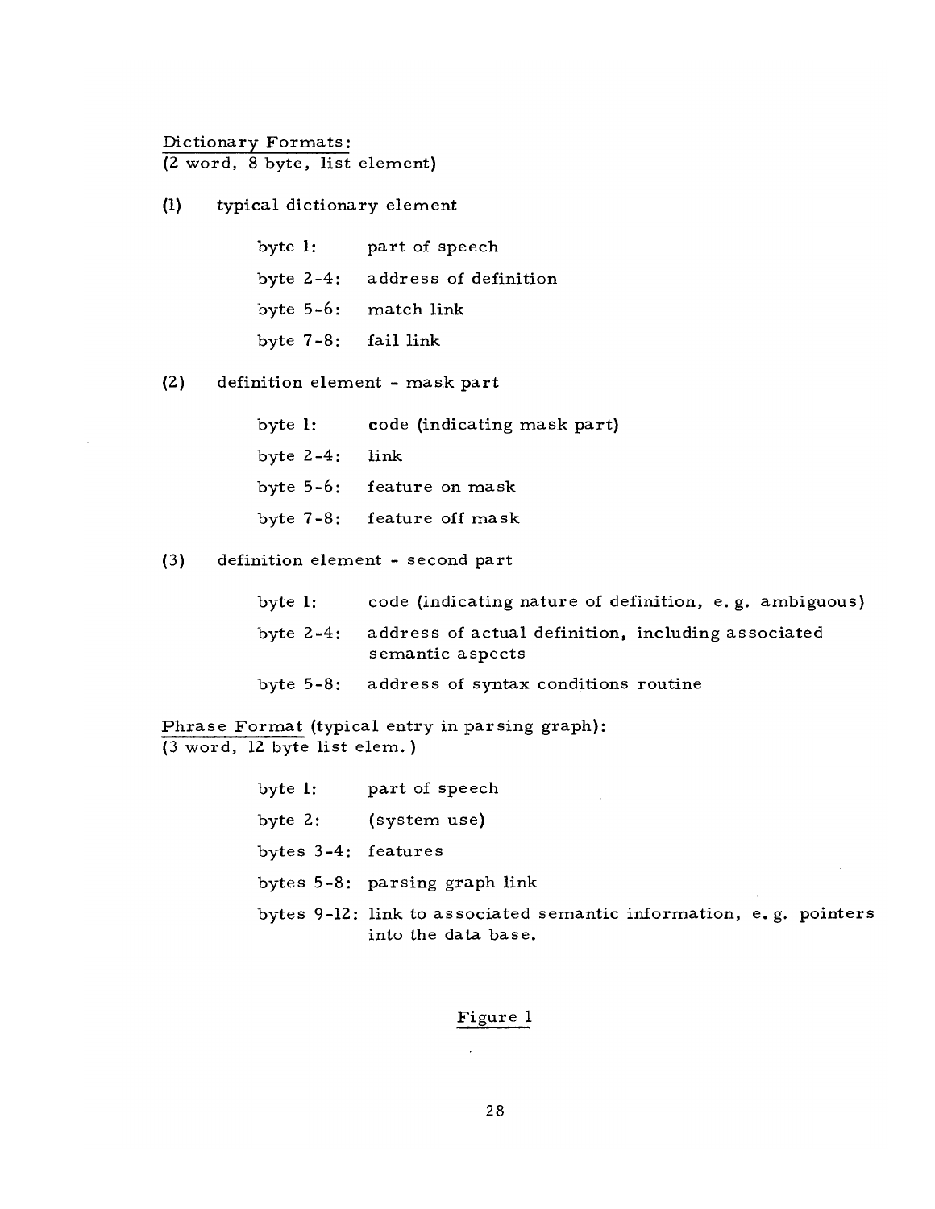Dictionary Formats:
(2 word, 8 byte, list element)

(1) typical dictionary element

byte 1: part of speech

byte 2-4: address of definition

byte 5-6: match link

byte 7-8: fail link

(2) definition element - mask part

byte 1: code (indicating mask part)

byte 2-4: link

byte 5-6: feature on mask

byte 7-8: feature off mask

(3) definition element - second part

byte 1: code (indicating nature of definition, e.g. ambiguous)

byte 2-4: address of actual definition, including associated semantic aspects

byte 5-8: address of syntax conditions routine

Phrase Format (typical entry in parsing graph):
(3 word, 12 byte list elem.)

byte 1: part of speech

byte 2: (system use)

bytes 3-4: features

bytes 5-8: parsing graph link

bytes 9-12: link to associated semantic information, e.g. pointers into the data base.

Figure 1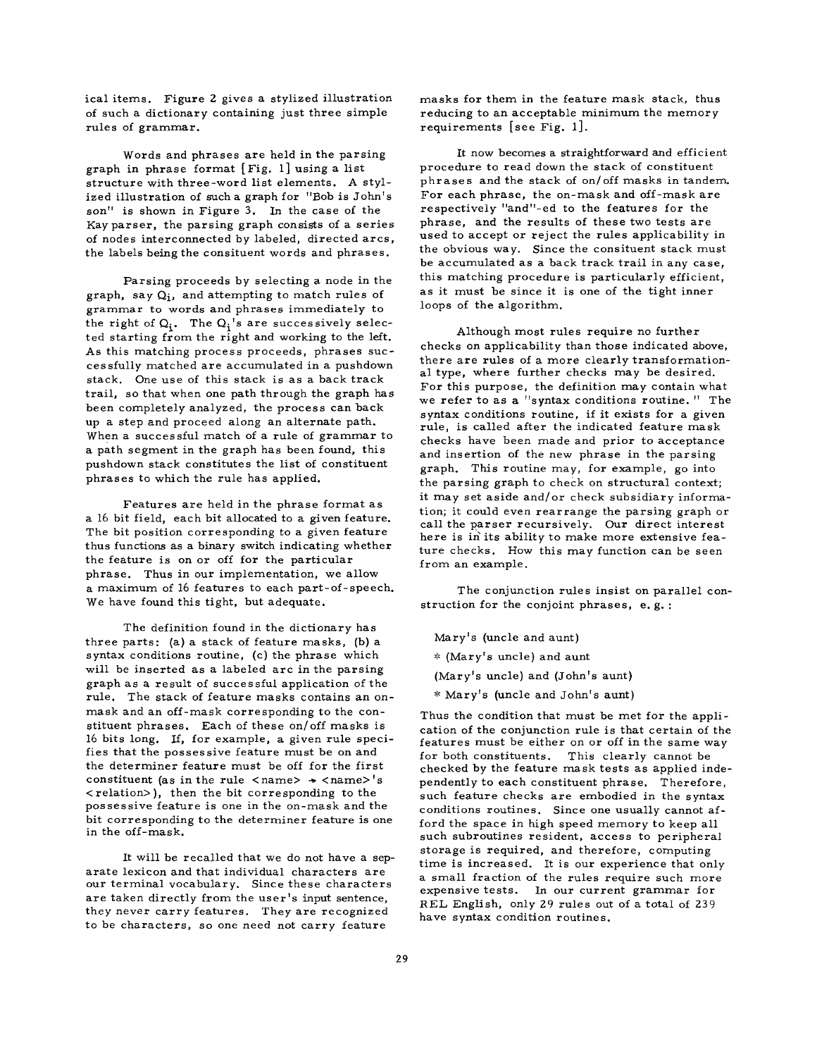ical items. Figure 2 gives a stylized illustration of such a dictionary containing just three simple rules of grammar.

Words and phrases are held in the parsing graph in phrase format [Fig. 1] using a list structure with three-word list elements. A stylized illustration of such a graph for "Bob is John's son" is shown in Figure 3. In the case of the Kay parser, the parsing graph consists of a series of nodes interconnected by labeled, directed arcs, the labels being the consituent words and phrases.

Parsing proceeds by selecting a node in the graph, say $Q_i$, and attempting to match rules of grammar to words and phrases immediately to the right of $Q_i$. The $Q_i$'s are successively selected starting from the right and working to the left. As this matching process proceeds, phrases successfully matched are accumulated in a pushdown stack. One use of this stack is as a back track trail, so that when one path through the graph has been completely analyzed, the process can back up a step and proceed along an alternate path. When a successful match of a rule of grammar to a path segment in the graph has been found, this pushdown stack constitutes the list of constituent phrases to which the rule has applied.

Features are held in the phrase format as a 16 bit field, each bit allocated to a given feature. The bit position corresponding to a given feature thus functions as a binary switch indicating whether the feature is on or off for the particular phrase. Thus in our implementation, we allow a maximum of 16 features to each part-of-speech. We have found this tight, but adequate.

The definition found in the dictionary has three parts: (a) a stack of feature masks, (b) a syntax conditions routine, (c) the phrase which will be inserted as a labeled arc in the parsing graph as a result of successful application of the rule. The stack of feature masks contains an on-mask and an off-mask corresponding to the constituent phrases. Each of these on/off masks is 16 bits long. If, for example, a given rule specifies that the possessive feature must be on and the determiner feature must be off for the first constituent (as in the rule <name> → <name>'s <relation>), then the bit corresponding to the possessive feature is one in the on-mask and the bit corresponding to the determiner feature is one in the off-mask.

It will be recalled that we do not have a separate lexicon and that individual characters are our terminal vocabulary. Since these characters are taken directly from the user's input sentence, they never carry features. They are recognized to be characters, so one need not carry feature masks for them in the feature mask stack, thus reducing to an acceptable minimum the memory requirements [see Fig. 1].

It now becomes a straightforward and efficient procedure to read down the stack of constituent phrases and the stack of on/off masks in tandem. For each phrase, the on-mask and off-mask are respectively "and"-ed to the features for the phrase, and the results of these two tests are used to accept or reject the rules applicability in the obvious way. Since the consituent stack must be accumulated as a back track trail in any case, this matching procedure is particularly efficient, as it must be since it is one of the tight inner loops of the algorithm.

Although most rules require no further checks on applicability than those indicated above, there are rules of a more clearly transformational type, where further checks may be desired. For this purpose, the definition may contain what we refer to as a "syntax conditions routine." The syntax conditions routine, if it exists for a given rule, is called after the indicated feature mask checks have been made and prior to acceptance and insertion of the new phrase in the parsing graph. This routine may, for example, go into the parsing graph to check on structural context; it may set aside and/or check subsidiary information; it could even rearrange the parsing graph or call the parser recursively. Our direct interest here is in its ability to make more extensive feature checks. How this may function can be seen from an example.

The conjunction rules insist on parallel construction for the conjoint phrases, e.g.:

Mary's (uncle and aunt)

* (Mary's uncle) and aunt

(Mary's uncle) and (John's aunt)

* Mary's (uncle and John's aunt)

Thus the condition that must be met for the application of the conjunction rule is that certain of the features must be either on or off in the same way for both constituents. This clearly cannot be checked by the feature mask tests as applied independently to each constituent phrase. Therefore, such feature checks are embodied in the syntax conditions routines. Since one usually cannot afford the space in high speed memory to keep all such subroutines resident, access to peripheral storage is required, and therefore, computing time is increased. It is our experience that only a small fraction of the rules require such more expensive tests. In our current grammar for REL English, only 29 rules out of a total of 239 have syntax condition routines.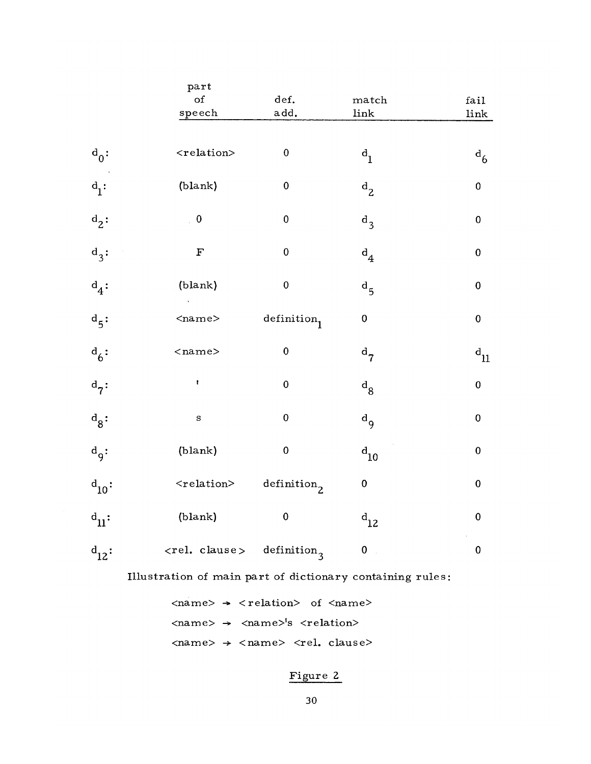|  | part of speech | def. add. | match link | fail link |
|---|---|---|---|---|
| $d_0$: | <relation> | 0 | $d_1$ | $d_6$ |
| $d_1$: | (blank) | 0 | $d_2$ | 0 |
| $d_2$: | 0 | 0 | $d_3$ | 0 |
| $d_3$: | F | 0 | $d_4$ | 0 |
| $d_4$: | (blank) | 0 | $d_5$ | 0 |
| $d_5$: | <name> | $\text{definition}_1$ | 0 | 0 |
| $d_6$: | <name> | 0 | $d_7$ | $d_{11}$ |
| $d_7$: | ' | 0 | $d_8$ | 0 |
| $d_8$: | s | 0 | $d_9$ | 0 |
| $d_9$: | (blank) | 0 | $d_{10}$ | 0 |
| $d_{10}$: | <relation> | $\text{definition}_2$ | 0 | 0 |
| $d_{11}$: | (blank) | 0 | $d_{12}$ | 0 |
| $d_{12}$: | <rel. clause> | $\text{definition}_3$ | 0 | 0 |

Illustration of main part of dictionary containing rules:

<name> → <relation> of <name>

<name> → <name>'s <relation>

<name> → <name> <rel. clause>

Figure 2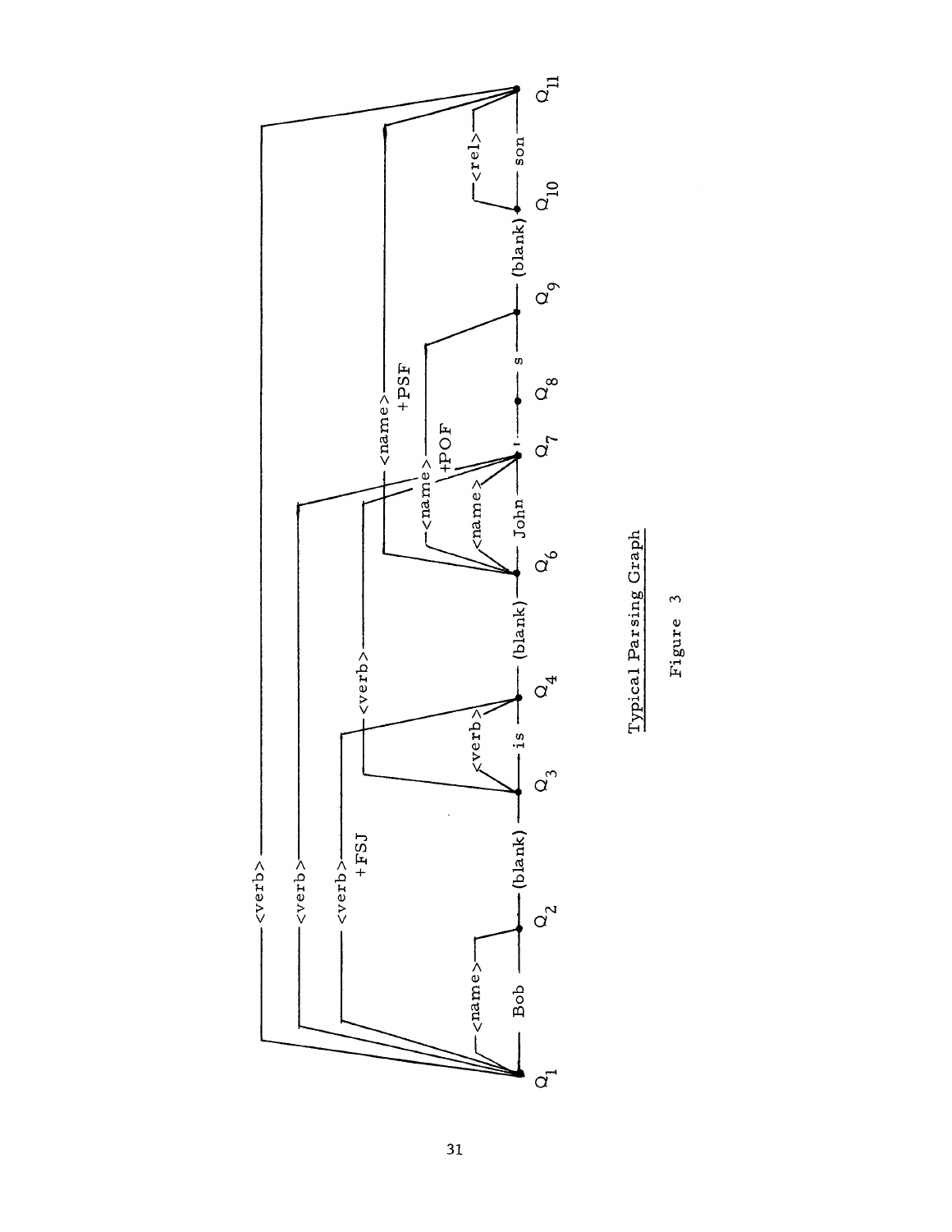Typical Parsing Graph

Figure 3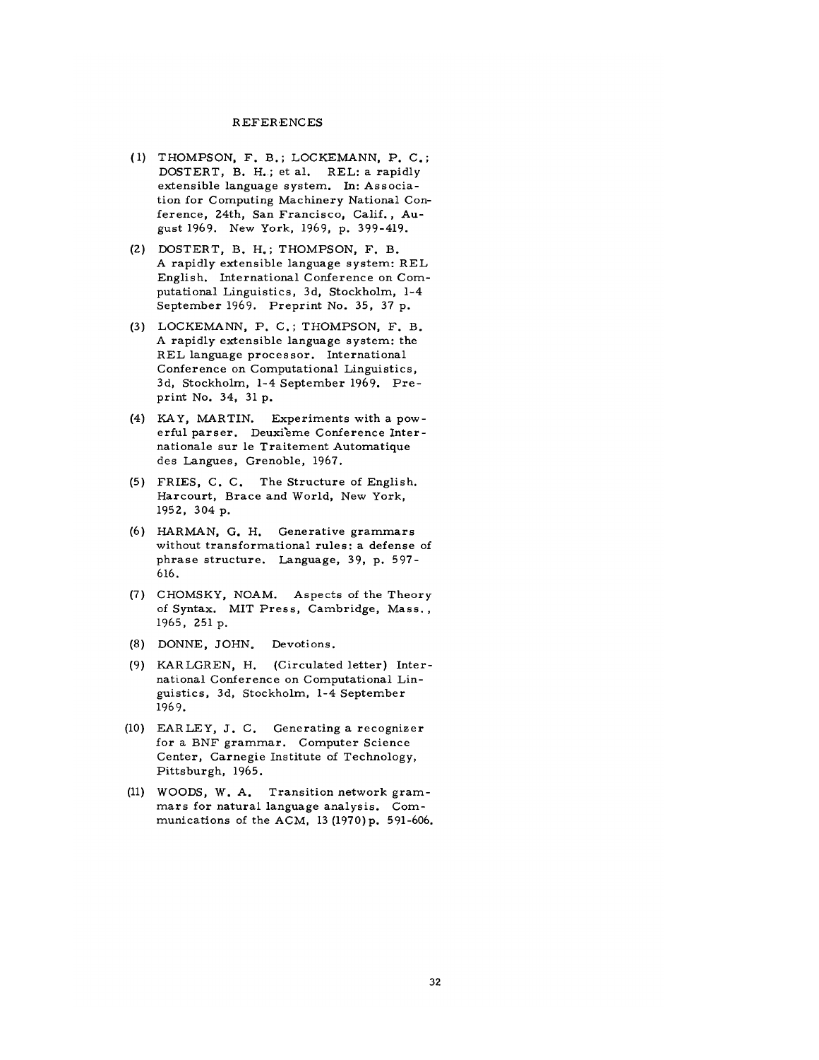# REFERENCES

(1) THOMPSON, F. B.; LOCKEMANN, P. C.; DOSTERT, B. H.; et al. REL: a rapidly extensible language system. In: Association for Computing Machinery National Conference, 24th, San Francisco, Calif., August 1969. New York, 1969, p. 399-419.

(2) DOSTERT, B. H.; THOMPSON, F. B. A rapidly extensible language system: REL English. International Conference on Computational Linguistics, 3d, Stockholm, 1-4 September 1969. Preprint No. 35, 37 p.

(3) LOCKEMANN, P. C.; THOMPSON, F. B. A rapidly extensible language system: the REL language processor. International Conference on Computational Linguistics, 3d, Stockholm, 1-4 September 1969. Preprint No. 34, 31 p.

(4) KAY, MARTIN. Experiments with a powerful parser. Deuxième Conference Internationale sur le Traitement Automatique des Langues, Grenoble, 1967.

(5) FRIES, C. C. The Structure of English. Harcourt, Brace and World, New York, 1952, 304 p.

(6) HARMAN, G. H. Generative grammars without transformational rules: a defense of phrase structure. Language, 39, p. 597-616.

(7) CHOMSKY, NOAM. Aspects of the Theory of Syntax. MIT Press, Cambridge, Mass., 1965, 251 p.

(8) DONNE, JOHN. Devotions.

(9) KARLGREN, H. (Circulated letter) International Conference on Computational Linguistics, 3d, Stockholm, 1-4 September 1969.

(10) EARLEY, J. C. Generating a recognizer for a BNF grammar. Computer Science Center, Carnegie Institute of Technology, Pittsburgh, 1965.

(11) WOODS, W. A. Transition network grammars for natural language analysis. Communications of the ACM, 13 (1970) p. 591-606.